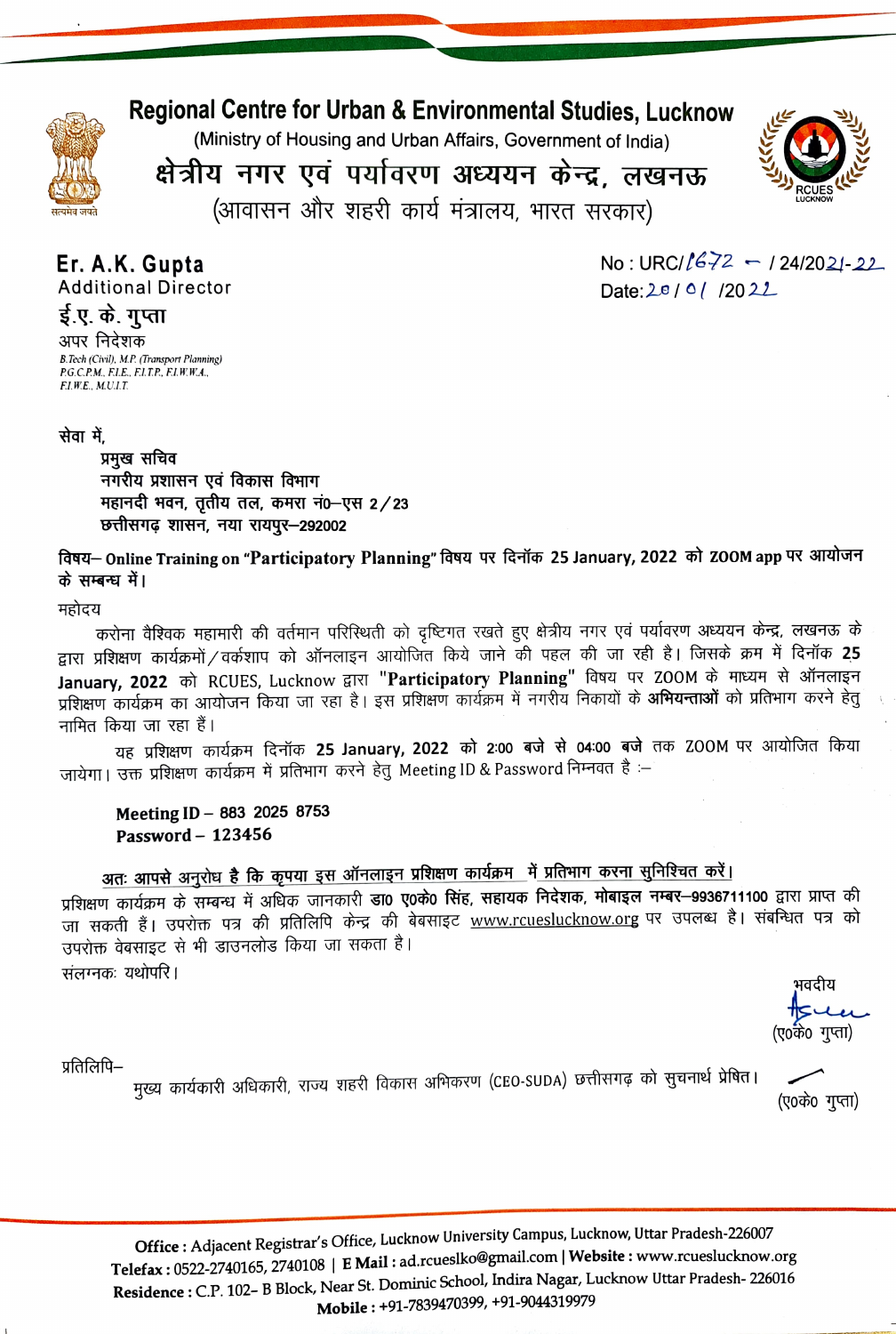# Regional Centre for Urban & Environmental Studies, Lucknow

(Ministry of Housing and Urban Affairs, Government of India)

# क्षेत्रीय नगर एवं पर्यावरण अध्ययन केन्द्र, लखनऊ

(आवासन और शहरी कार्य मंत्रालय, भारत सरकार)

सत्यमेव जयते

RCUES LUCKNOW

**Er. A.K. Gupta**
Additional Director
**ई.ए. के. गुप्ता**
अपर निदेशक
*B.Tech (Civil), M.P. (Transport Planning)*
*P.G.C.P.M., F.I.E., F.I.T.P., F.I.W.W.A., F.I.W.E., M.U.I.T.*

No : URC/1672 – / 24/2021-22
Date: 20 / 01 / 2022

सेवा में,

**प्रमुख सचिव**
**नगरीय प्रशासन एवं विकास विभाग**
**महानदी भवन, तृतीय तल, कमरा नं0–एस 2/23**
**छत्तीसगढ़ शासन, नया रायपुर–292002**

**विषय– Online Training on "Participatory Planning" विषय पर दिनॉक 25 January, 2022 को ZOOM app पर आयोजन के सम्बन्ध में।**

महोदय

करोना वैश्विक महामारी की वर्तमान परिस्थिती को दृष्टिगत रखते हुए क्षेत्रीय नगर एवं पर्यावरण अध्ययन केन्द्र, लखनऊ के द्वारा प्रशिक्षण कार्यक्रमों/वर्कशाप को ऑनलाइन आयोजित किये जाने की पहल की जा रही है। जिसके क्रम में दिनॉक **25 January, 2022** को RCUES, Lucknow द्वारा **"Participatory Planning"** विषय पर ZOOM के माध्यम से ऑनलाइन प्रशिक्षण कार्यक्रम का आयोजन किया जा रहा है। इस प्रशिक्षण कार्यक्रम में नगरीय निकायों के **अभियन्ताओं** को प्रतिभाग करने हेतु नामित किया जा रहा हैं।

यह प्रशिक्षण कार्यक्रम दिनॉक **25 January, 2022 को 2:00 बजे से 04:00 बजे** तक ZOOM पर आयोजित किया जायेगा। उक्त प्रशिक्षण कार्यक्रम में प्रतिभाग करने हेतु Meeting ID & Password निम्नवत है :–

**Meeting ID – 883 2025 8753**
**Password – 123456**

**<u>अतः आपसे अनुरोध है कि कृपया इस ऑनलाइन प्रशिक्षण कार्यक्रम में प्रतिभाग करना सुनिश्चित करें।</u>** प्रशिक्षण कार्यक्रम के सम्बन्ध में अधिक जानकारी **डा0 ए0के0 सिंह, सहायक निदेशक, मोबाइल नम्बर–9936711100** द्वारा प्राप्त की जा सकती हैं। उपरोक्त पत्र की प्रतिलिपि केन्द्र की बेबसाइट www.rcueslucknow.org पर उपलब्ध है। संबंधित पत्र को उपरोक्त वेबसाइट से भी डाउनलोड किया जा सकता है।

संलग्नकः यथोपरि।

भवदीय

(ए0के0 गुप्ता)

प्रतिलिपि–

मुख्य कार्यकारी अधिकारी, राज्य शहरी विकास अभिकरण (CEO-SUDA) छत्तीसगढ़ को सुचनार्थ प्रेषित।

(ए0के0 गुप्ता)

**Office :** Adjacent Registrar's Office, Lucknow University Campus, Lucknow, Uttar Pradesh-226007
**Telefax :** 0522-2740165, 2740108 | **E Mail :** ad.rcueslko@gmail.com | **Website :** www.rcueslucknow.org
**Residence :** C.P. 102– B Block, Near St. Dominic School, Indira Nagar, Lucknow Uttar Pradesh- 226016
**Mobile :** +91-7839470399, +91-9044319979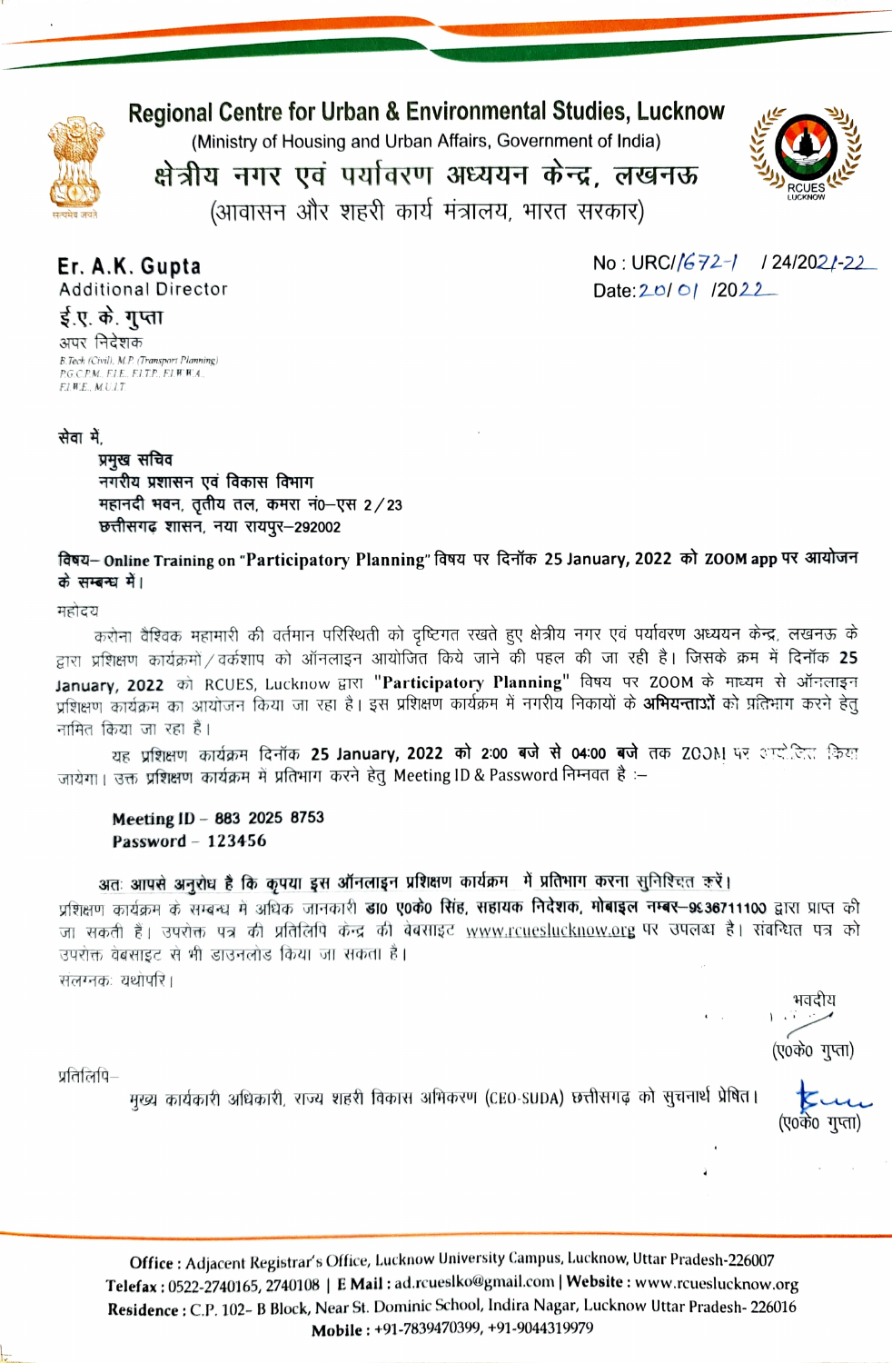# Regional Centre for Urban & Environmental Studies, Lucknow

(Ministry of Housing and Urban Affairs, Government of India)

# क्षेत्रीय नगर एवं पर्यावरण अध्ययन केन्द्र, लखनऊ

(आवासन और शहरी कार्य मंत्रालय, भारत सरकार)

**Er. A.K. Gupta**
Additional Director

**ई.ए. के. गुप्ता**
अपर निदेशक

B.Tech (Civil), M.P. (Transport Planning)
P.G.C.P.M., F.I.E., F.I.T.P., F.I.W.W.A.,
F.I.W.E., M.U.I.T

No : URC/1672-1 / 24/2021-22
Date: 20/01/2022

सेवा में,

**प्रमुख सचिव**
**नगरीय प्रशासन एवं विकास विभाग**
**महानदी भवन, तृतीय तल, कमरा नं०–एस 2/23**
**छत्तीसगढ़ शासन, नया रायपुर–292002**

**विषय– Online Training on "Participatory Planning" विषय पर दिनॉक 25 January, 2022 को ZOOM app पर आयोजन के सम्बन्ध में।**

महोदय

करोना वैश्विक महामारी की वर्तमान परिस्थिती को दृष्टिगत रखते हुए क्षेत्रीय नगर एवं पर्यावरण अध्ययन केन्द्र, लखनऊ के द्वारा प्रशिक्षण कार्यक्रमों/वर्कशाप को ऑनलाइन आयोजित किये जाने की पहल की जा रही है। जिसके क्रम में दिनॉक **25 January, 2022** को RCUES, Lucknow द्वारा **"Participatory Planning"** विषय पर ZOOM के माध्यम से ऑनलाइन प्रशिक्षण कार्यक्रम का आयोजन किया जा रहा है। इस प्रशिक्षण कार्यक्रम में नगरीय निकायों के **अभियन्ताओं** को प्रतिभाग करने हेतु नामित किया जा रहा है।

यह प्रशिक्षण कार्यक्रम दिनॉक **25 January, 2022 को 2:00 बजे से 04:00 बजे** तक ZOOM पर आयोजित किया जायेगा। उक्त प्रशिक्षण कार्यक्रम में प्रतिभाग करने हेतु Meeting ID & Password निम्नवत है :–

**Meeting ID – 883 2025 8753**
**Password – 123456**

**अतः आपसे अनुरोध है कि कृपया इस ऑनलाइन प्रशिक्षण कार्यक्रम में प्रतिभाग करना सुनिश्चित करें।**

प्रशिक्षण कार्यक्रम के सम्बन्ध में अधिक जानकारी **डा० ए०के० सिंह, सहायक निदेशक, मोबाइल नम्बर–9936711100** द्वारा प्राप्त की जा सकती है। उपरोक्त पत्र की प्रतिलिपि केन्द्र की वेबसाइट www.rcueslucknow.org पर उपलब्ध है। संबंधित पत्र को उपरोक्त वेबसाइट से भी डाउनलोड किया जा सकता है।

संलग्नकः यथोपरि।

भवदीय

(ए०के० गुप्ता)

प्रतिलिपि–

मुख्य कार्यकारी अधिकारी, राज्य शहरी विकास अभिकरण (CEO-SUDA) छत्तीसगढ़ को सुचनार्थ प्रेषित।

(ए०के० गुप्ता)

**Office :** Adjacent Registrar's Office, Lucknow University Campus, Lucknow, Uttar Pradesh-226007
**Telefax :** 0522-2740165, 2740108 | **E Mail :** ad.rcueslko@gmail.com | **Website :** www.rcueslucknow.org
**Residence :** C.P. 102- B Block, Near St. Dominic School, Indira Nagar, Lucknow Uttar Pradesh- 226016
**Mobile :** +91-7839470399, +91-9044319979